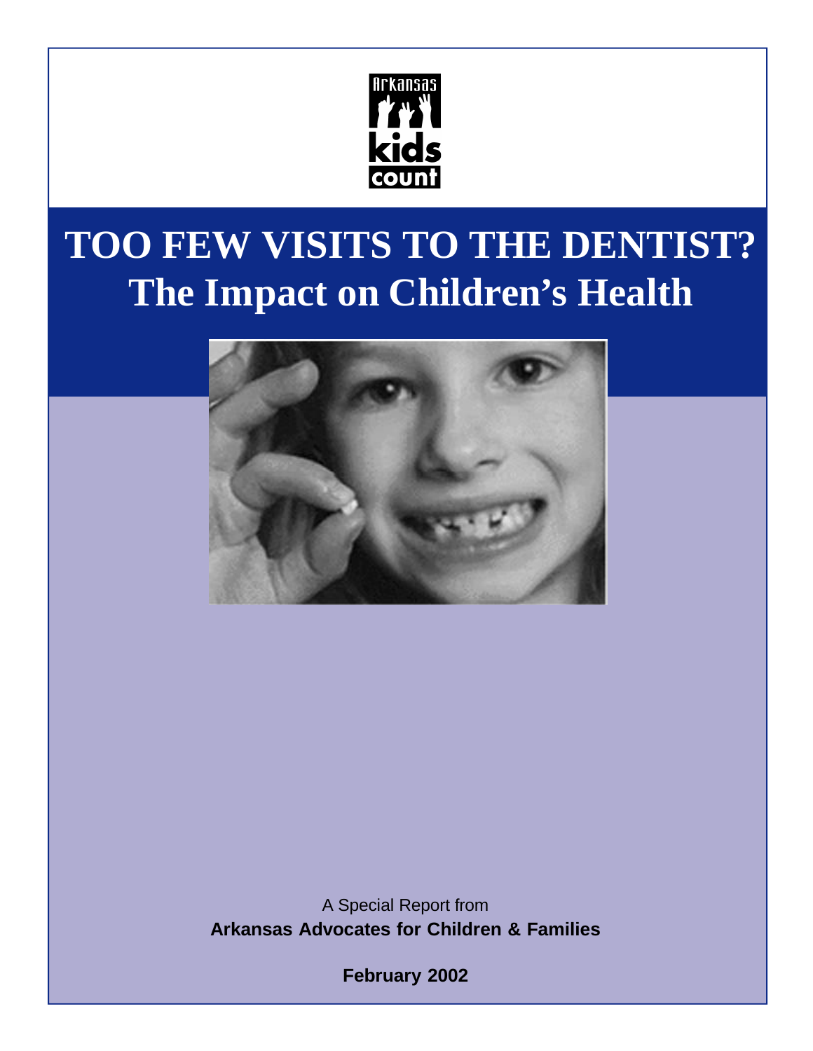Arkansas kids count

# TOO FEW VISITS TO THE DENTIST?
## The Impact on Children's Health

A Special Report from
**Arkansas Advocates for Children & Families**

**February 2002**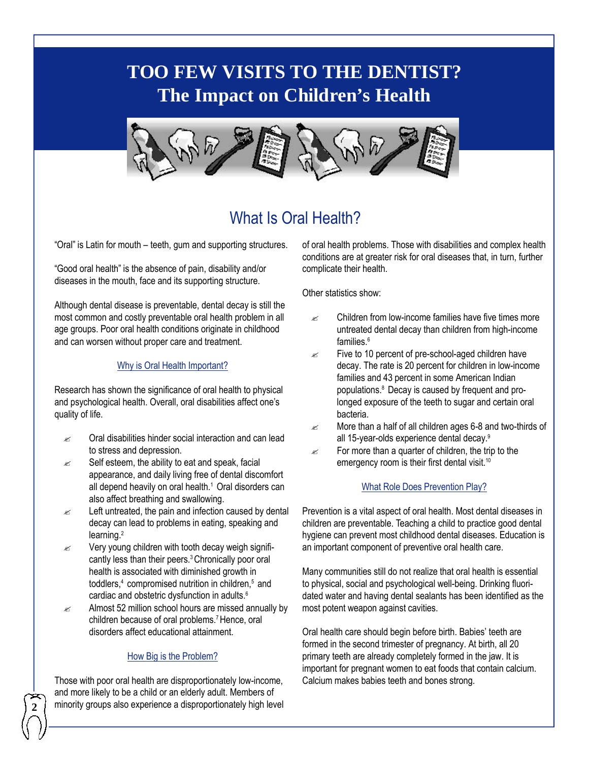# TOO FEW VISITS TO THE DENTIST?
# The Impact on Children's Health

## What Is Oral Health?

"Oral" is Latin for mouth – teeth, gum and supporting structures.

"Good oral health" is the absence of pain, disability and/or diseases in the mouth, face and its supporting structure.

Although dental disease is preventable, dental decay is still the most common and costly preventable oral health problem in all age groups. Poor oral health conditions originate in childhood and can worsen without proper care and treatment.

### Why is Oral Health Important?

Research has shown the significance of oral health to physical and psychological health. Overall, oral disabilities affect one's quality of life.

- Oral disabilities hinder social interaction and can lead to stress and depression.
- Self esteem, the ability to eat and speak, facial appearance, and daily living free of dental discomfort all depend heavily on oral health.[1] Oral disorders can also affect breathing and swallowing.
- Left untreated, the pain and infection caused by dental decay can lead to problems in eating, speaking and learning.[2]
- Very young children with tooth decay weigh significantly less than their peers.[3] Chronically poor oral health is associated with diminished growth in toddlers,[4] compromised nutrition in children,[5] and cardiac and obstetric dysfunction in adults.[6]
- Almost 52 million school hours are missed annually by children because of oral problems.[7] Hence, oral disorders affect educational attainment.

### How Big is the Problem?

Those with poor oral health are disproportionately low-income, and more likely to be a child or an elderly adult. Members of minority groups also experience a disproportionately high level of oral health problems. Those with disabilities and complex health conditions are at greater risk for oral diseases that, in turn, further complicate their health.

Other statistics show:

- Children from low-income families have five times more untreated dental decay than children from high-income families.[6]
- Five to 10 percent of pre-school-aged children have decay. The rate is 20 percent for children in low-income families and 43 percent in some American Indian populations.[8] Decay is caused by frequent and prolonged exposure of the teeth to sugar and certain oral bacteria.
- More than a half of all children ages 6-8 and two-thirds of all 15-year-olds experience dental decay.[9]
- For more than a quarter of children, the trip to the emergency room is their first dental visit.[10]

### What Role Does Prevention Play?

Prevention is a vital aspect of oral health. Most dental diseases in children are preventable. Teaching a child to practice good dental hygiene can prevent most childhood dental diseases. Education is an important component of preventive oral health care.

Many communities still do not realize that oral health is essential to physical, social and psychological well-being. Drinking fluoridated water and having dental sealants has been identified as the most potent weapon against cavities.

Oral health care should begin before birth. Babies' teeth are formed in the second trimester of pregnancy. At birth, all 20 primary teeth are already completely formed in the jaw. It is important for pregnant women to eat foods that contain calcium. Calcium makes babies teeth and bones strong.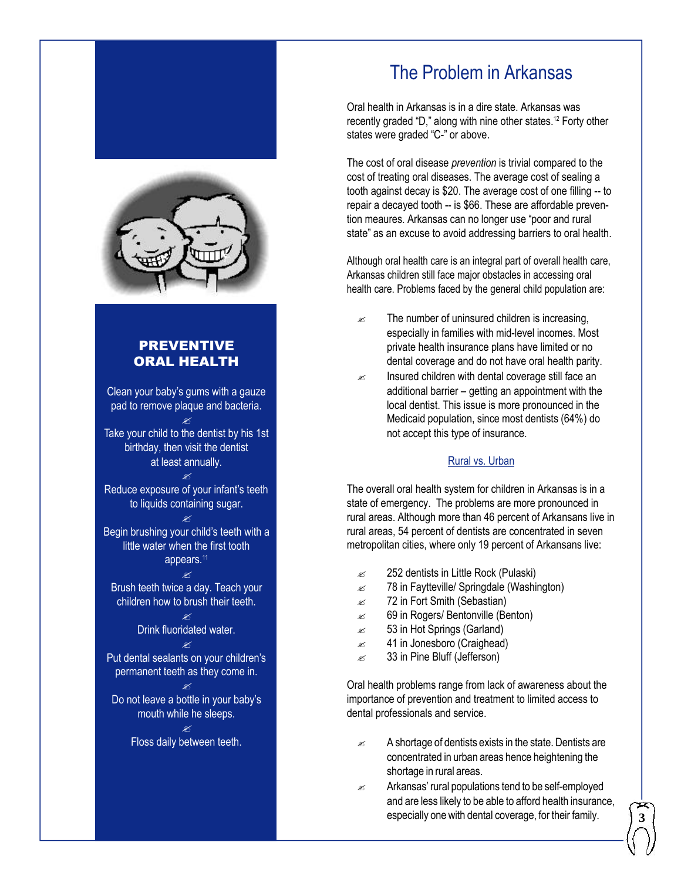# The Problem in Arkansas

Oral health in Arkansas is in a dire state. Arkansas was recently graded "D," along with nine other states.[12] Forty other states were graded "C-" or above.

The cost of oral disease *prevention* is trivial compared to the cost of treating oral diseases. The average cost of sealing a tooth against decay is $20. The average cost of one filling -- to repair a decayed tooth -- is $66. These are affordable prevention meaures. Arkansas can no longer use "poor and rural state" as an excuse to avoid addressing barriers to oral health.

Although oral health care is an integral part of overall health care, Arkansas children still face major obstacles in accessing oral health care. Problems faced by the general child population are:

- The number of uninsured children is increasing, especially in families with mid-level incomes. Most private health insurance plans have limited or no dental coverage and do not have oral health parity.
- Insured children with dental coverage still face an additional barrier – getting an appointment with the local dentist. This issue is more pronounced in the Medicaid population, since most dentists (64%) do not accept this type of insurance.

## Rural vs. Urban

The overall oral health system for children in Arkansas is in a state of emergency. The problems are more pronounced in rural areas. Although more than 46 percent of Arkansans live in rural areas, 54 percent of dentists are concentrated in seven metropolitan cities, where only 19 percent of Arkansans live:

- 252 dentists in Little Rock (Pulaski)
- 78 in Faytteville/ Springdale (Washington)
- 72 in Fort Smith (Sebastian)
- 69 in Rogers/ Bentonville (Benton)
- 53 in Hot Springs (Garland)
- 41 in Jonesboro (Craighead)
- 33 in Pine Bluff (Jefferson)

Oral health problems range from lack of awareness about the importance of prevention and treatment to limited access to dental professionals and service.

- A shortage of dentists exists in the state. Dentists are concentrated in urban areas hence heightening the shortage in rural areas.
- Arkansas' rural populations tend to be self-employed and are less likely to be able to afford health insurance, especially one with dental coverage, for their family.

## PREVENTIVE ORAL HEALTH

Clean your baby's gums with a gauze pad to remove plaque and bacteria.

Take your child to the dentist by his 1st birthday, then visit the dentist at least annually.

Reduce exposure of your infant's teeth to liquids containing sugar.

Begin brushing your child's teeth with a little water when the first tooth appears.[11]

Brush teeth twice a day. Teach your children how to brush their teeth.

Drink fluoridated water.

Put dental sealants on your children's permanent teeth as they come in.

Do not leave a bottle in your baby's mouth while he sleeps.

Floss daily between teeth.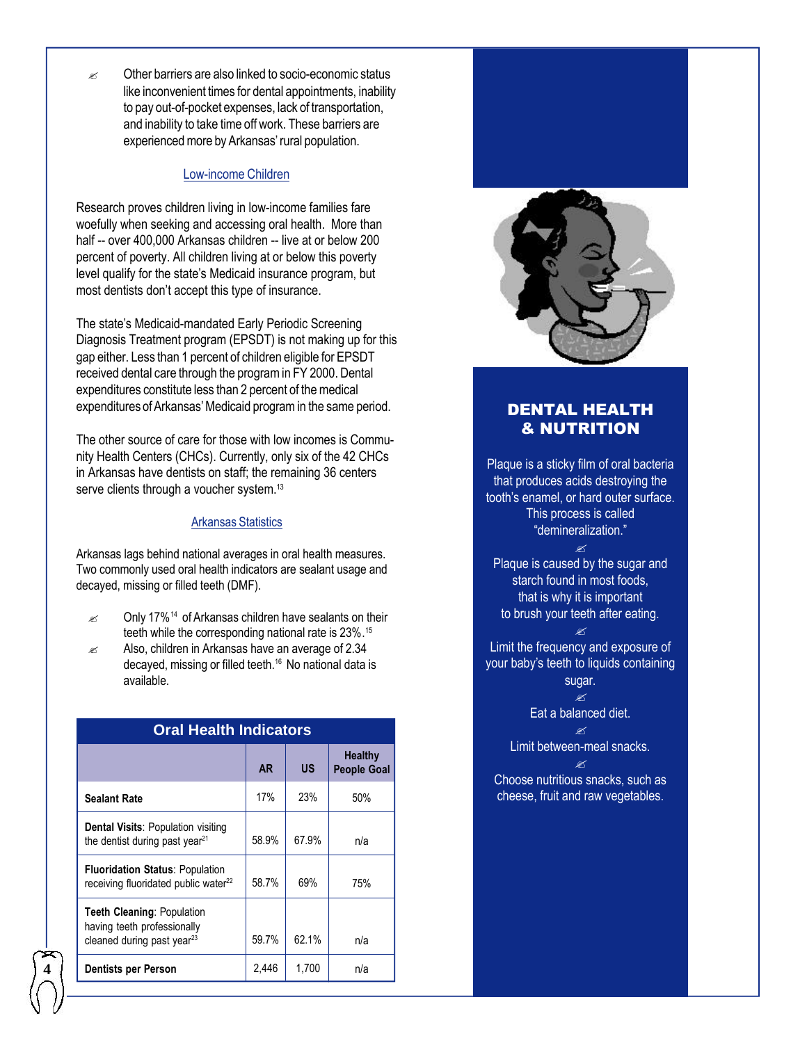- Other barriers are also linked to socio-economic status like inconvenient times for dental appointments, inability to pay out-of-pocket expenses, lack of transportation, and inability to take time off work. These barriers are experienced more by Arkansas' rural population.

### Low-income Children

Research proves children living in low-income families fare woefully when seeking and accessing oral health. More than half -- over 400,000 Arkansas children -- live at or below 200 percent of poverty. All children living at or below this poverty level qualify for the state's Medicaid insurance program, but most dentists don't accept this type of insurance.

The state's Medicaid-mandated Early Periodic Screening Diagnosis Treatment program (EPSDT) is not making up for this gap either. Less than 1 percent of children eligible for EPSDT received dental care through the program in FY 2000. Dental expenditures constitute less than 2 percent of the medical expenditures of Arkansas' Medicaid program in the same period.

The other source of care for those with low incomes is Community Health Centers (CHCs). Currently, only six of the 42 CHCs in Arkansas have dentists on staff; the remaining 36 centers serve clients through a voucher system.[13]

### Arkansas Statistics

Arkansas lags behind national averages in oral health measures. Two commonly used oral health indicators are sealant usage and decayed, missing or filled teeth (DMF).

- Only 17%[14] of Arkansas children have sealants on their teeth while the corresponding national rate is 23%.[15]
- Also, children in Arkansas have an average of 2.34 decayed, missing or filled teeth.[16] No national data is available.

**Oral Health Indicators**

| | AR | US | Healthy People Goal |
|---|---|---|---|
| **Sealant Rate** | 17% | 23% | 50% |
| **Dental Visits**: Population visiting the dentist during past year[21] | 58.9% | 67.9% | n/a |
| **Fluoridation Status**: Population receiving fluoridated public water[22] | 58.7% | 69% | 75% |
| **Teeth Cleaning**: Population having teeth professionally cleaned during past year[23] | 59.7% | 62.1% | n/a |
| **Dentists per Person** | 2,446 | 1,700 | n/a |

## DENTAL HEALTH & NUTRITION

Plaque is a sticky film of oral bacteria that produces acids destroying the tooth's enamel, or hard outer surface. This process is called "demineralization."

Plaque is caused by the sugar and starch found in most foods, that is why it is important to brush your teeth after eating.

Limit the frequency and exposure of your baby's teeth to liquids containing sugar.

Eat a balanced diet.

Limit between-meal snacks.

Choose nutritious snacks, such as cheese, fruit and raw vegetables.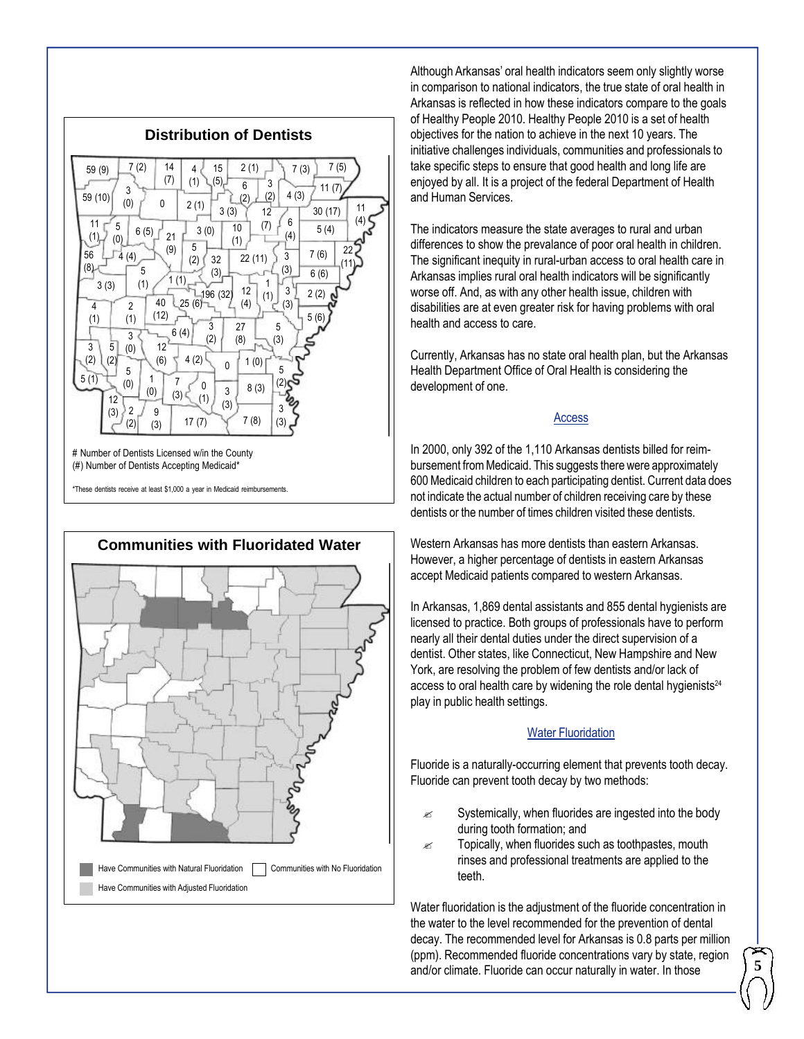## Distribution of Dentists

# Number of Dentists Licensed w/in the County
(#) Number of Dentists Accepting Medicaid*

*These dentists receive at least $1,000 a year in Medicaid reimbursements.

## Communities with Fluoridated Water

Have Communities with Natural Fluoridation
Communities with No Fluoridation
Have Communities with Adjusted Fluoridation

Although Arkansas' oral health indicators seem only slightly worse in comparison to national indicators, the true state of oral health in Arkansas is reflected in how these indicators compare to the goals of Healthy People 2010. Healthy People 2010 is a set of health objectives for the nation to achieve in the next 10 years. The initiative challenges individuals, communities and professionals to take specific steps to ensure that good health and long life are enjoyed by all. It is a project of the federal Department of Health and Human Services.

The indicators measure the state averages to rural and urban differences to show the prevalance of poor oral health in children. The significant inequity in rural-urban access to oral health care in Arkansas implies rural oral health indicators will be significantly worse off. And, as with any other health issue, children with disabilities are at even greater risk for having problems with oral health and access to care.

Currently, Arkansas has no state oral health plan, but the Arkansas Health Department Office of Oral Health is considering the development of one.

### Access

In 2000, only 392 of the 1,110 Arkansas dentists billed for reimbursement from Medicaid. This suggests there were approximately 600 Medicaid children to each participating dentist. Current data does not indicate the actual number of children receiving care by these dentists or the number of times children visited these dentists.

Western Arkansas has more dentists than eastern Arkansas. However, a higher percentage of dentists in eastern Arkansas accept Medicaid patients compared to western Arkansas.

In Arkansas, 1,869 dental assistants and 855 dental hygienists are licensed to practice. Both groups of professionals have to perform nearly all their dental duties under the direct supervision of a dentist. Other states, like Connecticut, New Hampshire and New York, are resolving the problem of few dentists and/or lack of access to oral health care by widening the role dental hygienists[24] play in public health settings.

### Water Fluoridation

Fluoride is a naturally-occurring element that prevents tooth decay. Fluoride can prevent tooth decay by two methods:

- Systemically, when fluorides are ingested into the body during tooth formation; and
- Topically, when fluorides such as toothpastes, mouth rinses and professional treatments are applied to the teeth.

Water fluoridation is the adjustment of the fluoride concentration in the water to the level recommended for the prevention of dental decay. The recommended level for Arkansas is 0.8 parts per million (ppm). Recommended fluoride concentrations vary by state, region and/or climate. Fluoride can occur naturally in water. In those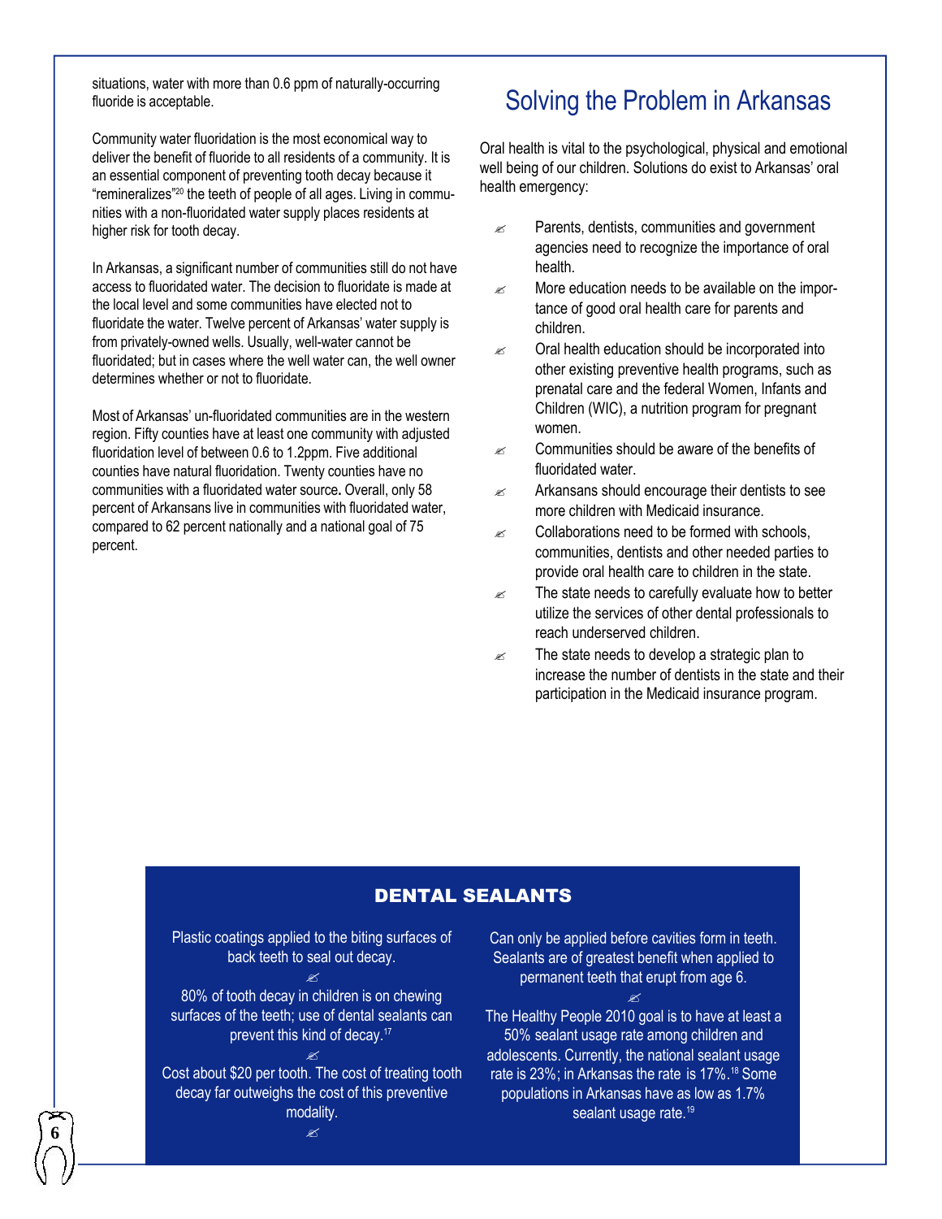situations, water with more than 0.6 ppm of naturally-occurring fluoride is acceptable.

Community water fluoridation is the most economical way to deliver the benefit of fluoride to all residents of a community. It is an essential component of preventing tooth decay because it "remineralizes"[20] the teeth of people of all ages. Living in communities with a non-fluoridated water supply places residents at higher risk for tooth decay.

In Arkansas, a significant number of communities still do not have access to fluoridated water. The decision to fluoridate is made at the local level and some communities have elected not to fluoridate the water. Twelve percent of Arkansas' water supply is from privately-owned wells. Usually, well-water cannot be fluoridated; but in cases where the well water can, the well owner determines whether or not to fluoridate.

Most of Arkansas' un-fluoridated communities are in the western region. Fifty counties have at least one community with adjusted fluoridation level of between 0.6 to 1.2ppm. Five additional counties have natural fluoridation. Twenty counties have no communities with a fluoridated water source**.** Overall, only 58 percent of Arkansans live in communities with fluoridated water, compared to 62 percent nationally and a national goal of 75 percent.

## Solving the Problem in Arkansas

Oral health is vital to the psychological, physical and emotional well being of our children. Solutions do exist to Arkansas' oral health emergency:

- Parents, dentists, communities and government agencies need to recognize the importance of oral health.
- More education needs to be available on the importance of good oral health care for parents and children.
- Oral health education should be incorporated into other existing preventive health programs, such as prenatal care and the federal Women, Infants and Children (WIC), a nutrition program for pregnant women.
- Communities should be aware of the benefits of fluoridated water.
- Arkansans should encourage their dentists to see more children with Medicaid insurance.
- Collaborations need to be formed with schools, communities, dentists and other needed parties to provide oral health care to children in the state.
- The state needs to carefully evaluate how to better utilize the services of other dental professionals to reach underserved children.
- The state needs to develop a strategic plan to increase the number of dentists in the state and their participation in the Medicaid insurance program.

### DENTAL SEALANTS

Plastic coatings applied to the biting surfaces of back teeth to seal out decay.

80% of tooth decay in children is on chewing surfaces of the teeth; use of dental sealants can prevent this kind of decay.[17]

Cost about $20 per tooth. The cost of treating tooth decay far outweighs the cost of this preventive modality.

Can only be applied before cavities form in teeth. Sealants are of greatest benefit when applied to permanent teeth that erupt from age 6.

The Healthy People 2010 goal is to have at least a 50% sealant usage rate among children and adolescents. Currently, the national sealant usage rate is 23%; in Arkansas the rate is 17%.[18] Some populations in Arkansas have as low as 1.7% sealant usage rate.[19]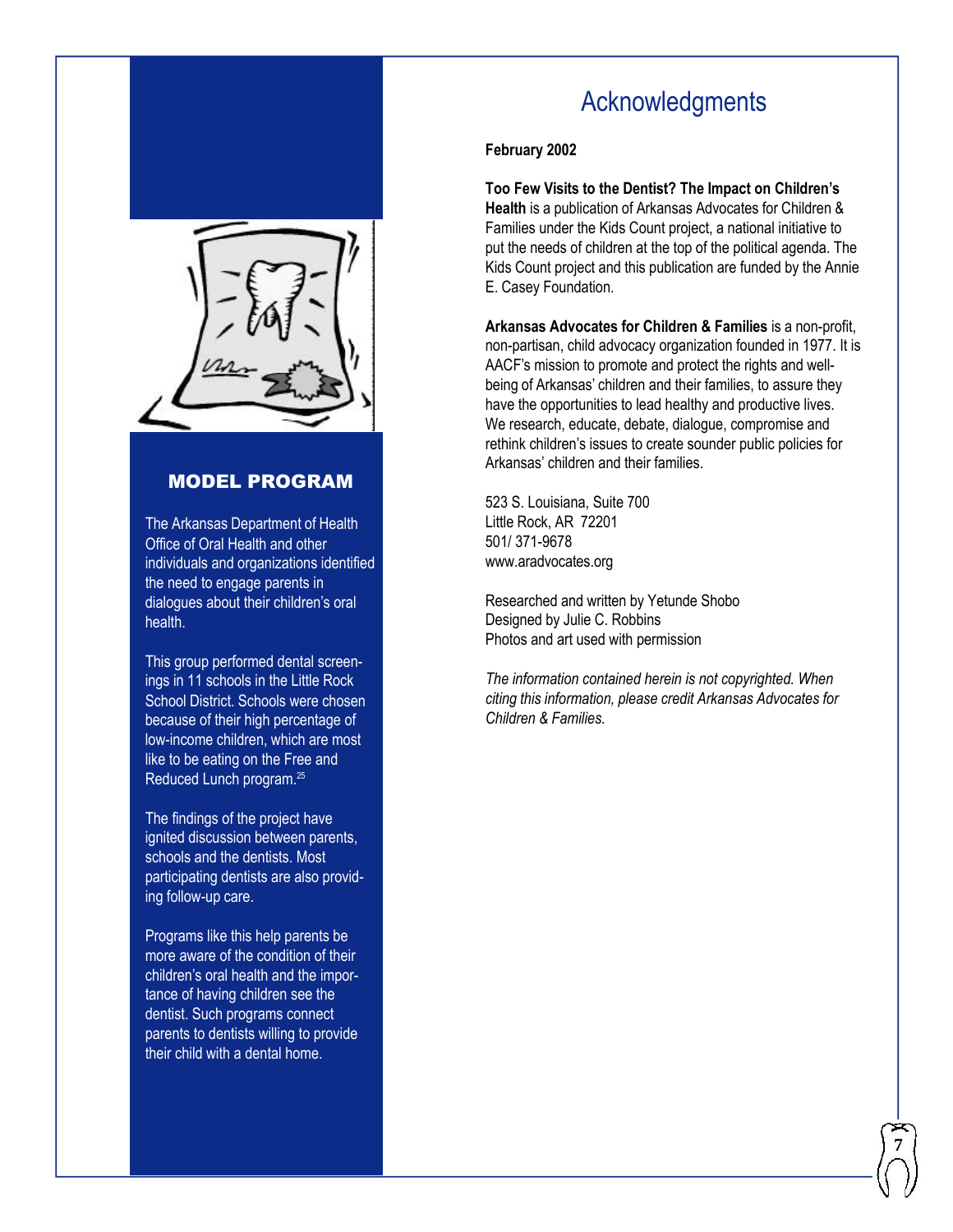## MODEL PROGRAM

The Arkansas Department of Health Office of Oral Health and other individuals and organizations identified the need to engage parents in dialogues about their children's oral health.

This group performed dental screenings in 11 schools in the Little Rock School District. Schools were chosen because of their high percentage of low-income children, which are most like to be eating on the Free and Reduced Lunch program.[25]

The findings of the project have ignited discussion between parents, schools and the dentists. Most participating dentists are also providing follow-up care.

Programs like this help parents be more aware of the condition of their children's oral health and the importance of having children see the dentist. Such programs connect parents to dentists willing to provide their child with a dental home.

# Acknowledgments

**February 2002**

**Too Few Visits to the Dentist? The Impact on Children's Health** is a publication of Arkansas Advocates for Children & Families under the Kids Count project, a national initiative to put the needs of children at the top of the political agenda. The Kids Count project and this publication are funded by the Annie E. Casey Foundation.

**Arkansas Advocates for Children & Families** is a non-profit, non-partisan, child advocacy organization founded in 1977. It is AACF's mission to promote and protect the rights and well-being of Arkansas' children and their families, to assure they have the opportunities to lead healthy and productive lives. We research, educate, debate, dialogue, compromise and rethink children's issues to create sounder public policies for Arkansas' children and their families.

523 S. Louisiana, Suite 700
Little Rock, AR 72201
501/ 371-9678
www.aradvocates.org

Researched and written by Yetunde Shobo
Designed by Julie C. Robbins
Photos and art used with permission

*The information contained herein is not copyrighted. When citing this information, please credit Arkansas Advocates for Children & Families.*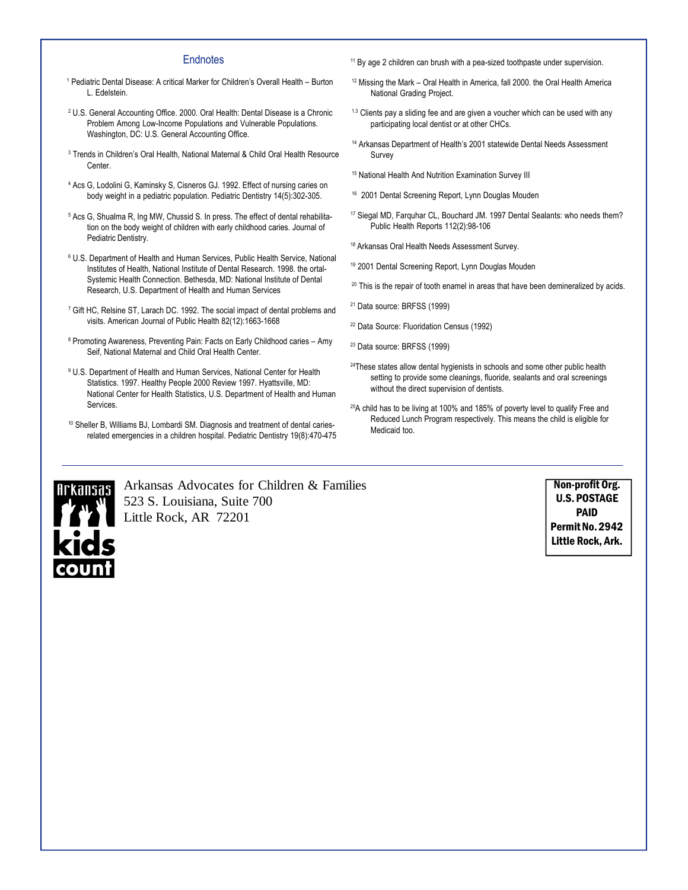## Endnotes

[1] Pediatric Dental Disease: A critical Marker for Children's Overall Health – Burton L. Edelstein.

[2] U.S. General Accounting Office. 2000. Oral Health: Dental Disease is a Chronic Problem Among Low-Income Populations and Vulnerable Populations. Washington, DC: U.S. General Accounting Office.

[3] Trends in Children's Oral Health, National Maternal & Child Oral Health Resource Center.

[4] Acs G, Lodolini G, Kaminsky S, Cisneros GJ. 1992. Effect of nursing caries on body weight in a pediatric population. Pediatric Dentistry 14(5):302-305.

[5] Acs G, Shualma R, Ing MW, Chussid S. In press. The effect of dental rehabilitation on the body weight of children with early childhood caries. Journal of Pediatric Dentistry.

[6] U.S. Department of Health and Human Services, Public Health Service, National Institutes of Health, National Institute of Dental Research. 1998. the ortal-Systemic Health Connection. Bethesda, MD: National Institute of Dental Research, U.S. Department of Health and Human Services

[7] Gift HC, Relsine ST, Larach DC. 1992. The social impact of dental problems and visits. American Journal of Public Health 82(12):1663-1668

[8] Promoting Awareness, Preventing Pain: Facts on Early Childhood caries – Amy Seif, National Maternal and Child Oral Health Center.

[9] U.S. Department of Health and Human Services, National Center for Health Statistics. 1997. Healthy People 2000 Review 1997. Hyattsville, MD: National Center for Health Statistics, U.S. Department of Health and Human Services.

[10] Sheller B, Williams BJ, Lombardi SM. Diagnosis and treatment of dental caries-related emergencies in a children hospital. Pediatric Dentistry 19(8):470-475

[11] By age 2 children can brush with a pea-sized toothpaste under supervision.

[12] Missing the Mark – Oral Health in America, fall 2000. the Oral Health America National Grading Project.

[13] Clients pay a sliding fee and are given a voucher which can be used with any participating local dentist or at other CHCs.

[14] Arkansas Department of Health's 2001 statewide Dental Needs Assessment Survey

[15] National Health And Nutrition Examination Survey III

[16] 2001 Dental Screening Report, Lynn Douglas Mouden

[17] Siegal MD, Farquhar CL, Bouchard JM. 1997 Dental Sealants: who needs them? Public Health Reports 112(2):98-106

[18] Arkansas Oral Health Needs Assessment Survey.

[19] 2001 Dental Screening Report, Lynn Douglas Mouden

[20] This is the repair of tooth enamel in areas that have been demineralized by acids.

[21] Data source: BRFSS (1999)

[22] Data Source: Fluoridation Census (1992)

[23] Data source: BRFSS (1999)

[24] These states allow dental hygienists in schools and some other public health setting to provide some cleanings, fluoride, sealants and oral screenings without the direct supervision of dentists.

[25] A child has to be living at 100% and 185% of poverty level to qualify Free and Reduced Lunch Program respectively. This means the child is eligible for Medicaid too.

---

Arkansas kids count

Arkansas Advocates for Children & Families
523 S. Louisiana, Suite 700
Little Rock, AR 72201

**Non-profit Org.**
**U.S. POSTAGE**
**PAID**
**Permit No. 2942**
**Little Rock, Ark.**